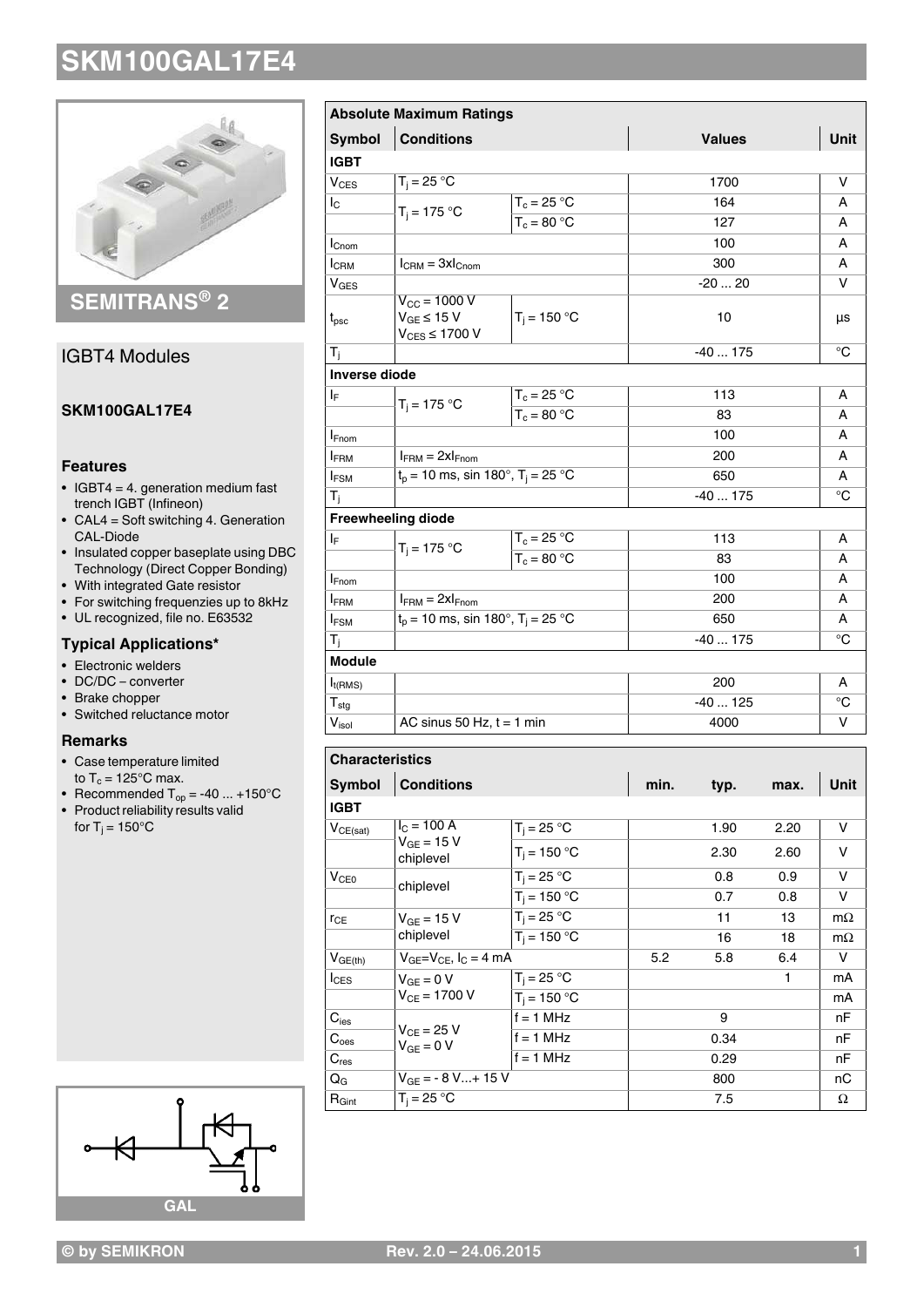# SKM100GAL17E4

SEMITRANS® 2

IGBT4 Modules

**SKM100GAL17E4**

### Features

- IGBT4 = 4. generation medium fast trench IGBT (Infineon)
- CAL4 = Soft switching 4. Generation CAL-Diode
- Insulated copper baseplate using DBC Technology (Direct Copper Bonding)
- With integrated Gate resistor
- For switching frequenzies up to 8kHz
- UL recognized, file no. E63532

### Typical Applications*

- Electronic welders
- DC/DC – converter
- Brake chopper
- Switched reluctance motor

### Remarks

- Case temperature limited to $T_c$ = 125°C max.
- Recommended $T_{op}$ = -40 ... +150°C
- Product reliability results valid for $T_j$ = 150°C

GAL

| Absolute Maximum Ratings | | | | |
|---|---|---|---|---|
| **Symbol** | **Conditions** | | **Values** | **Unit** |
| **IGBT** | | | | |
| $V_{CES}$ | $T_j$ = 25 °C | | 1700 | V |
| $I_C$ | $T_j$ = 175 °C | $T_c$ = 25 °C | 164 | A |
| | | $T_c$ = 80 °C | 127 | A |
| $I_{Cnom}$ | | | 100 | A |
| $I_{CRM}$ | $I_{CRM}$ = 3x$I_{Cnom}$ | | 300 | A |
| $V_{GES}$ | | | -20 ... 20 | V |
| $t_{psc}$ | $V_{CC}$ = 1000 V, $V_{GE}$ ≤ 15 V, $V_{CES}$ ≤ 1700 V | $T_j$ = 150 °C | 10 | µs |
| $T_j$ | | | -40 ... 175 | °C |
| **Inverse diode** | | | | |
| $I_F$ | $T_j$ = 175 °C | $T_c$ = 25 °C | 113 | A |
| | | $T_c$ = 80 °C | 83 | A |
| $I_{Fnom}$ | | | 100 | A |
| $I_{FRM}$ | $I_{FRM}$ = 2x$I_{Fnom}$ | | 200 | A |
| $I_{FSM}$ | $t_p$ = 10 ms, sin 180°, $T_j$ = 25 °C | | 650 | A |
| $T_j$ | | | -40 ... 175 | °C |
| **Freewheeling diode** | | | | |
| $I_F$ | $T_j$ = 175 °C | $T_c$ = 25 °C | 113 | A |
| | | $T_c$ = 80 °C | 83 | A |
| $I_{Fnom}$ | | | 100 | A |
| $I_{FRM}$ | $I_{FRM}$ = 2x$I_{Fnom}$ | | 200 | A |
| $I_{FSM}$ | $t_p$ = 10 ms, sin 180°, $T_j$ = 25 °C | | 650 | A |
| $T_j$ | | | -40 ... 175 | °C |
| **Module** | | | | |
| $I_{t(RMS)}$ | | | 200 | A |
| $T_{stg}$ | | | -40 ... 125 | °C |
| $V_{isol}$ | AC sinus 50 Hz, t = 1 min | | 4000 | V |

| Characteristics | | | | | | |
|---|---|---|---|---|---|---|
| **Symbol** | **Conditions** | | **min.** | **typ.** | **max.** | **Unit** |
| **IGBT** | | | | | | |
| $V_{CE(sat)}$ | $I_C$ = 100 A, $V_{GE}$ = 15 V, chiplevel | $T_j$ = 25 °C | | 1.90 | 2.20 | V |
| | | $T_j$ = 150 °C | | 2.30 | 2.60 | V |
| $V_{CE0}$ | chiplevel | $T_j$ = 25 °C | | 0.8 | 0.9 | V |
| | | $T_j$ = 150 °C | | 0.7 | 0.8 | V |
| $r_{CE}$ | $V_{GE}$ = 15 V, chiplevel | $T_j$ = 25 °C | | 11 | 13 | mΩ |
| | | $T_j$ = 150 °C | | 16 | 18 | mΩ |
| $V_{GE(th)}$ | $V_{GE}$=$V_{CE}$, $I_C$ = 4 mA | | 5.2 | 5.8 | 6.4 | V |
| $I_{CES}$ | $V_{GE}$ = 0 V, $V_{CE}$ = 1700 V | $T_j$ = 25 °C | | | 1 | mA |
| | | $T_j$ = 150 °C | | | | mA |
| $C_{ies}$ | $V_{CE}$ = 25 V, $V_{GE}$ = 0 V | f = 1 MHz | | 9 | | nF |
| $C_{oes}$ | | f = 1 MHz | | 0.34 | | nF |
| $C_{res}$ | | f = 1 MHz | | 0.29 | | nF |
| $Q_G$ | $V_{GE}$ = - 8 V...+ 15 V | | | 800 | | nC |
| $R_{Gint}$ | $T_j$ = 25 °C | | | 7.5 | | Ω |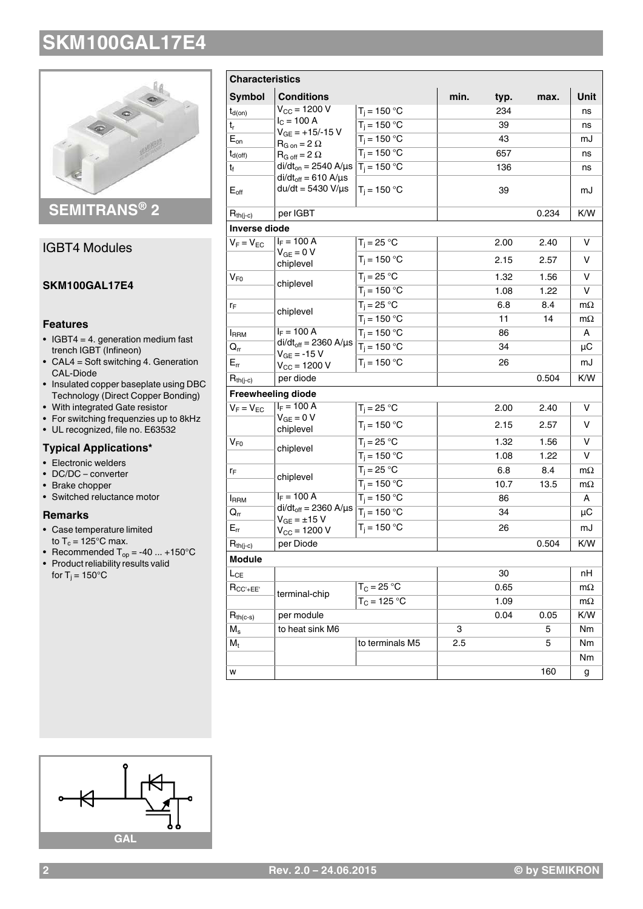# SKM100GAL17E4

SEMITRANS® 2

## IGBT4 Modules

**SKM100GAL17E4**

### Features

- IGBT4 = 4. generation medium fast trench IGBT (Infineon)
- CAL4 = Soft switching 4. Generation CAL-Diode
- Insulated copper baseplate using DBC Technology (Direct Copper Bonding)
- With integrated Gate resistor
- For switching frequenzies up to 8kHz
- UL recognized, file no. E63532

### Typical Applications*

- Electronic welders
- DC/DC – converter
- Brake chopper
- Switched reluctance motor

### Remarks

- Case temperature limited to $T_c$ = 125°C max.
- Recommended $T_{op}$ = -40 ... +150°C
- Product reliability results valid for $T_j$ = 150°C

GAL

| Characteristics | | | | | | |
|---|---|---|---|---|---|---|
| **Symbol** | **Conditions** | | **min.** | **typ.** | **max.** | **Unit** |
| $t_{d(on)}$ | $V_{CC}$ = 1200 V, $I_C$ = 100 A, $V_{GE}$ = +15/-15 V, $R_{G\,on}$ = 2 Ω, $R_{G\,off}$ = 2 Ω, $di/dt_{on}$ = 2540 A/µs, $di/dt_{off}$ = 610 A/µs, $du/dt$ = 5430 V/µs | $T_j$ = 150 °C | | 234 | | ns |
| $t_r$ | | $T_j$ = 150 °C | | 39 | | ns |
| $E_{on}$ | | $T_j$ = 150 °C | | 43 | | mJ |
| $t_{d(off)}$ | | $T_j$ = 150 °C | | 657 | | ns |
| $t_f$ | | $T_j$ = 150 °C | | 136 | | ns |
| $E_{off}$ | | $T_j$ = 150 °C | | 39 | | mJ |
| $R_{th(j-c)}$ | per IGBT | | | | 0.234 | K/W |
| **Inverse diode** | | | | | | |
| $V_F = V_{EC}$ | $I_F$ = 100 A, $V_{GE}$ = 0 V, chiplevel | $T_j$ = 25 °C | | 2.00 | 2.40 | V |
| | | $T_j$ = 150 °C | | 2.15 | 2.57 | V |
| $V_{F0}$ | chiplevel | $T_j$ = 25 °C | | 1.32 | 1.56 | V |
| | | $T_j$ = 150 °C | | 1.08 | 1.22 | V |
| $r_F$ | chiplevel | $T_j$ = 25 °C | | 6.8 | 8.4 | mΩ |
| | | $T_j$ = 150 °C | | 11 | 14 | mΩ |
| $I_{RRM}$ | $I_F$ = 100 A, $di/dt_{off}$ = 2360 A/µs, $V_{GE}$ = -15 V, $V_{CC}$ = 1200 V | $T_j$ = 150 °C | | 86 | | A |
| $Q_{rr}$ | | $T_j$ = 150 °C | | 34 | | µC |
| $E_{rr}$ | | $T_j$ = 150 °C | | 26 | | mJ |
| $R_{th(j-c)}$ | per diode | | | | 0.504 | K/W |
| **Freewheeling diode** | | | | | | |
| $V_F = V_{EC}$ | $I_F$ = 100 A, $V_{GE}$ = 0 V, chiplevel | $T_j$ = 25 °C | | 2.00 | 2.40 | V |
| | | $T_j$ = 150 °C | | 2.15 | 2.57 | V |
| $V_{F0}$ | chiplevel | $T_j$ = 25 °C | | 1.32 | 1.56 | V |
| | | $T_j$ = 150 °C | | 1.08 | 1.22 | V |
| $r_F$ | chiplevel | $T_j$ = 25 °C | | 6.8 | 8.4 | mΩ |
| | | $T_j$ = 150 °C | | 10.7 | 13.5 | mΩ |
| $I_{RRM}$ | $I_F$ = 100 A, $di/dt_{off}$ = 2360 A/µs, $V_{GE}$ = ±15 V, $V_{CC}$ = 1200 V | $T_j$ = 150 °C | | 86 | | A |
| $Q_{rr}$ | | $T_j$ = 150 °C | | 34 | | µC |
| $E_{rr}$ | | $T_j$ = 150 °C | | 26 | | mJ |
| $R_{th(j-c)}$ | per Diode | | | | 0.504 | K/W |
| **Module** | | | | | | |
| $L_{CE}$ | | | | 30 | | nH |
| $R_{CC'+EE'}$ | terminal-chip | $T_C$ = 25 °C | | 0.65 | | mΩ |
| | | $T_C$ = 125 °C | | 1.09 | | mΩ |
| $R_{th(c-s)}$ | per module | | | 0.04 | 0.05 | K/W |
| $M_s$ | to heat sink M6 | | 3 | | 5 | Nm |
| $M_t$ | | to terminals M5 | 2.5 | | 5 | Nm |
| | | | | | | Nm |
| w | | | | | 160 | g |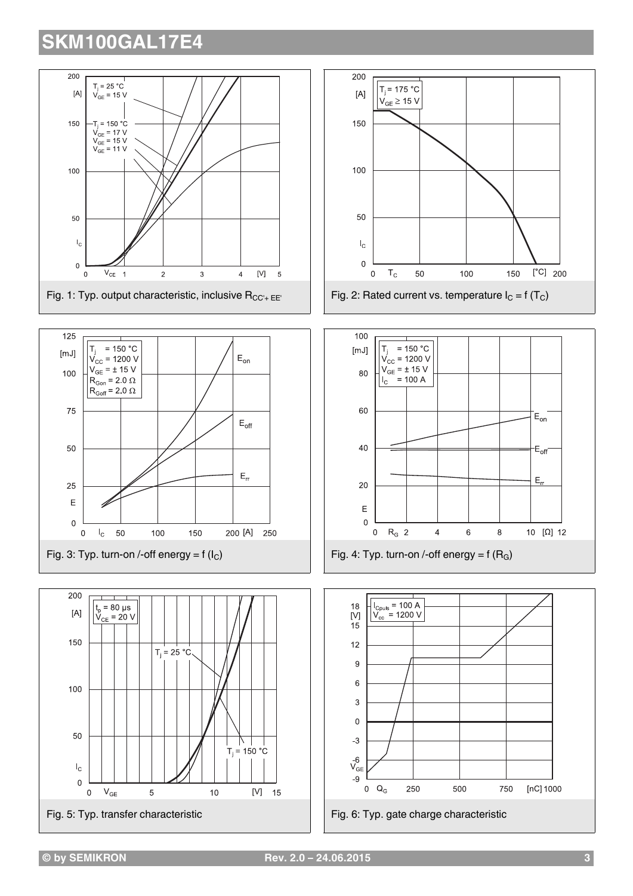Fig. 1: Typ. output characteristic, inclusive $R_{CC'+EE'}$

Fig. 2: Rated current vs. temperature $I_C = f(T_C)$

Fig. 3: Typ. turn-on /-off energy = f ($I_C$)

Fig. 4: Typ. turn-on /-off energy = f ($R_G$)

Fig. 5: Typ. transfer characteristic

Fig. 6: Typ. gate charge characteristic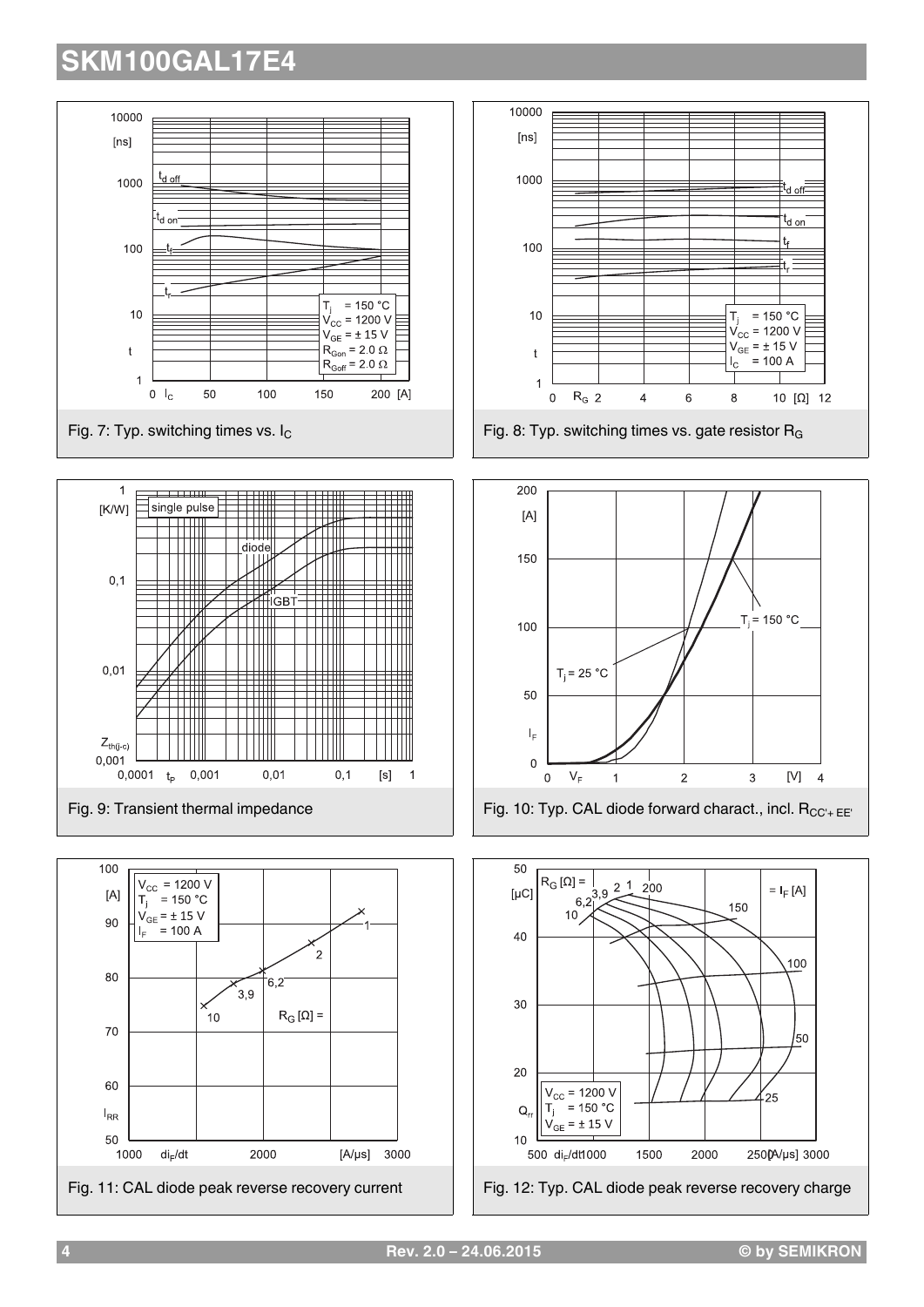# SKM100GAL17E4

Fig. 7: Typ. switching times vs. $I_C$

Fig. 8: Typ. switching times vs. gate resistor $R_G$

Fig. 9: Transient thermal impedance

Fig. 10: Typ. CAL diode forward charact., incl. $R_{CC'+EE'}$

Fig. 11: CAL diode peak reverse recovery current

Fig. 12: Typ. CAL diode peak reverse recovery charge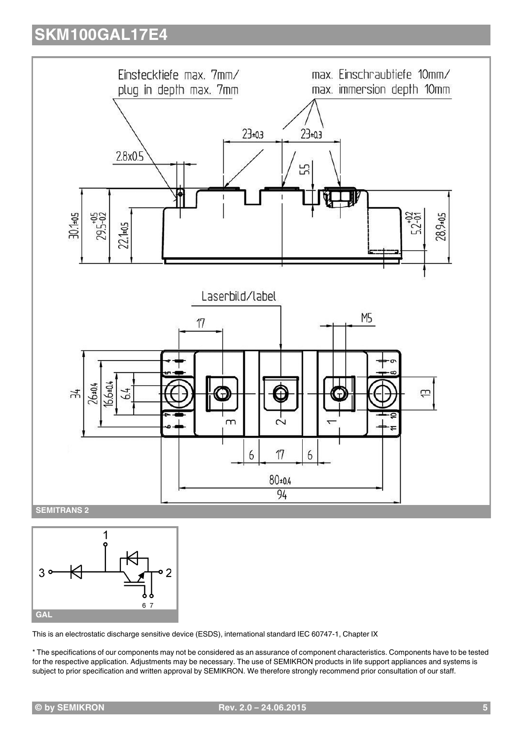# SKM100GAL17E4

Einstecktiefe max. 7mm/
plug in depth max. 7mm

max. Einschraubtiefe 10mm/
max. immersion depth 10mm

23±0.3

23±0.3

2.8x0.5

5.5

30.1±0.5

29.5 +0.5 -0.2

22.1±0.5

5.2 +0.2 -0.1

28.9±0.5

Laserbild/label

17

M5

34

26±0.4

16.6±0.4

6.4

13

6

17

6

80±0.4

94

SEMITRANS 2

GAL

This is an electrostatic discharge sensitive device (ESDS), international standard IEC 60747-1, Chapter IX

* The specifications of our components may not be considered as an assurance of component characteristics. Components have to be tested for the respective application. Adjustments may be necessary. The use of SEMIKRON products in life support appliances and systems is subject to prior specification and written approval by SEMIKRON. We therefore strongly recommend prior consultation of our staff.

© by SEMIKRON Rev. 2.0 – 24.06.2015